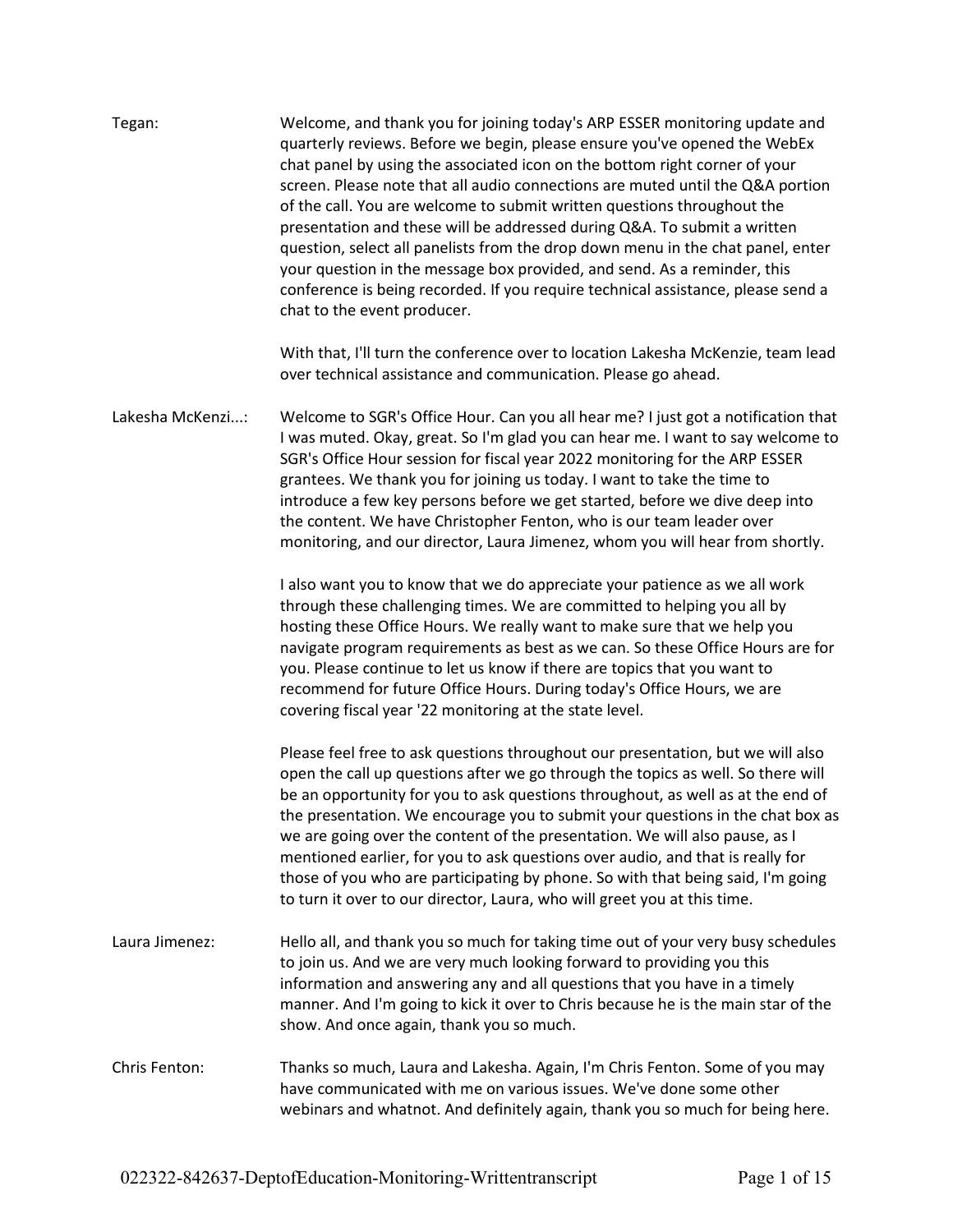Tegan: Welcome, and thank you for joining today's ARP ESSER monitoring update and quarterly reviews. Before we begin, please ensure you've opened the WebEx chat panel by using the associated icon on the bottom right corner of your screen. Please note that all audio connections are muted until the Q&A portion of the call. You are welcome to submit written questions throughout the presentation and these will be addressed during Q&A. To submit a written question, select all panelists from the drop down menu in the chat panel, enter your question in the message box provided, and send. As a reminder, this conference is being recorded. If you require technical assistance, please send a chat to the event producer.

With that, I'll turn the conference over to location Lakesha McKenzie, team lead over technical assistance and communication. Please go ahead.

Lakesha McKenzi...: Welcome to SGR's Office Hour. Can you all hear me? I just got a notification that I was muted. Okay, great. So I'm glad you can hear me. I want to say welcome to SGR's Office Hour session for fiscal year 2022 monitoring for the ARP ESSER grantees. We thank you for joining us today. I want to take the time to introduce a few key persons before we get started, before we dive deep into the content. We have Christopher Fenton, who is our team leader over monitoring, and our director, Laura Jimenez, whom you will hear from shortly.

I also want you to know that we do appreciate your patience as we all work through these challenging times. We are committed to helping you all by hosting these Office Hours. We really want to make sure that we help you navigate program requirements as best as we can. So these Office Hours are for you. Please continue to let us know if there are topics that you want to recommend for future Office Hours. During today's Office Hours, we are covering fiscal year '22 monitoring at the state level.

Please feel free to ask questions throughout our presentation, but we will also open the call up questions after we go through the topics as well. So there will be an opportunity for you to ask questions throughout, as well as at the end of the presentation. We encourage you to submit your questions in the chat box as we are going over the content of the presentation. We will also pause, as I mentioned earlier, for you to ask questions over audio, and that is really for those of you who are participating by phone. So with that being said, I'm going to turn it over to our director, Laura, who will greet you at this time.

Laura Jimenez: Hello all, and thank you so much for taking time out of your very busy schedules to join us. And we are very much looking forward to providing you this information and answering any and all questions that you have in a timely manner. And I'm going to kick it over to Chris because he is the main star of the show. And once again, thank you so much.

Chris Fenton: Thanks so much, Laura and Lakesha. Again, I'm Chris Fenton. Some of you may have communicated with me on various issues. We've done some other webinars and whatnot. And definitely again, thank you so much for being here.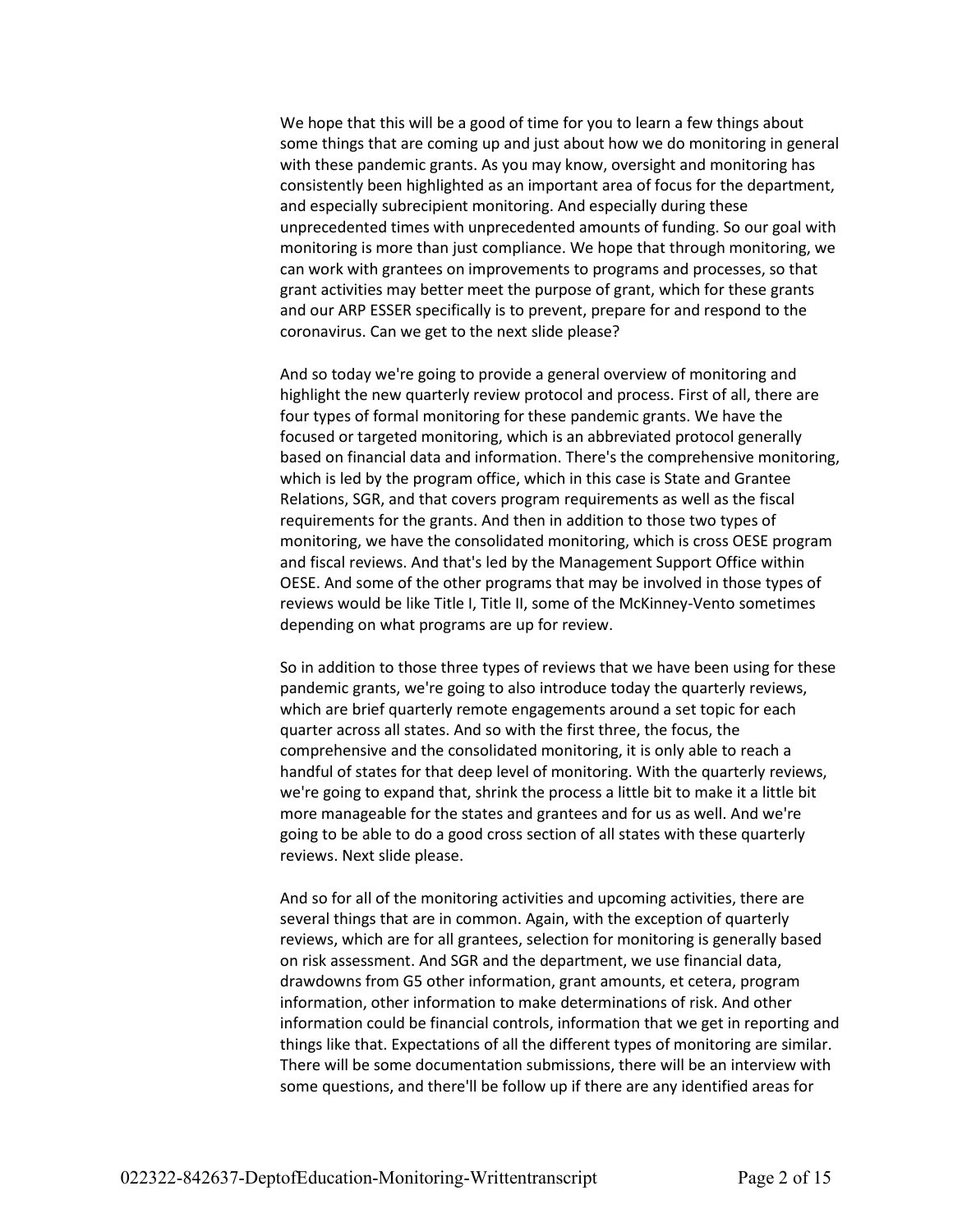We hope that this will be a good of time for you to learn a few things about some things that are coming up and just about how we do monitoring in general with these pandemic grants. As you may know, oversight and monitoring has consistently been highlighted as an important area of focus for the department, and especially subrecipient monitoring. And especially during these unprecedented times with unprecedented amounts of funding. So our goal with monitoring is more than just compliance. We hope that through monitoring, we can work with grantees on improvements to programs and processes, so that grant activities may better meet the purpose of grant, which for these grants and our ARP ESSER specifically is to prevent, prepare for and respond to the coronavirus. Can we get to the next slide please?

And so today we're going to provide a general overview of monitoring and highlight the new quarterly review protocol and process. First of all, there are four types of formal monitoring for these pandemic grants. We have the focused or targeted monitoring, which is an abbreviated protocol generally based on financial data and information. There's the comprehensive monitoring, which is led by the program office, which in this case is State and Grantee Relations, SGR, and that covers program requirements as well as the fiscal requirements for the grants. And then in addition to those two types of monitoring, we have the consolidated monitoring, which is cross OESE program and fiscal reviews. And that's led by the Management Support Office within OESE. And some of the other programs that may be involved in those types of reviews would be like Title I, Title II, some of the McKinney-Vento sometimes depending on what programs are up for review.

So in addition to those three types of reviews that we have been using for these pandemic grants, we're going to also introduce today the quarterly reviews, which are brief quarterly remote engagements around a set topic for each quarter across all states. And so with the first three, the focus, the comprehensive and the consolidated monitoring, it is only able to reach a handful of states for that deep level of monitoring. With the quarterly reviews, we're going to expand that, shrink the process a little bit to make it a little bit more manageable for the states and grantees and for us as well. And we're going to be able to do a good cross section of all states with these quarterly reviews. Next slide please.

And so for all of the monitoring activities and upcoming activities, there are several things that are in common. Again, with the exception of quarterly reviews, which are for all grantees, selection for monitoring is generally based on risk assessment. And SGR and the department, we use financial data, drawdowns from G5 other information, grant amounts, et cetera, program information, other information to make determinations of risk. And other information could be financial controls, information that we get in reporting and things like that. Expectations of all the different types of monitoring are similar. There will be some documentation submissions, there will be an interview with some questions, and there'll be follow up if there are any identified areas for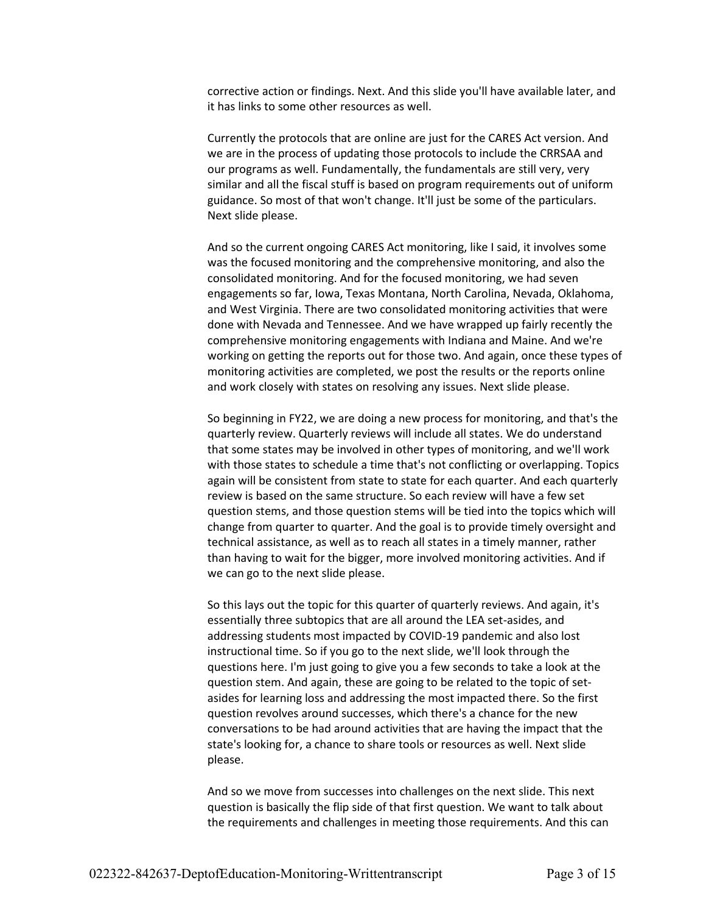corrective action or findings. Next. And this slide you'll have available later, and it has links to some other resources as well.

Currently the protocols that are online are just for the CARES Act version. And we are in the process of updating those protocols to include the CRRSAA and our programs as well. Fundamentally, the fundamentals are still very, very similar and all the fiscal stuff is based on program requirements out of uniform guidance. So most of that won't change. It'll just be some of the particulars. Next slide please.

And so the current ongoing CARES Act monitoring, like I said, it involves some was the focused monitoring and the comprehensive monitoring, and also the consolidated monitoring. And for the focused monitoring, we had seven engagements so far, Iowa, Texas Montana, North Carolina, Nevada, Oklahoma, and West Virginia. There are two consolidated monitoring activities that were done with Nevada and Tennessee. And we have wrapped up fairly recently the comprehensive monitoring engagements with Indiana and Maine. And we're working on getting the reports out for those two. And again, once these types of monitoring activities are completed, we post the results or the reports online and work closely with states on resolving any issues. Next slide please.

So beginning in FY22, we are doing a new process for monitoring, and that's the quarterly review. Quarterly reviews will include all states. We do understand that some states may be involved in other types of monitoring, and we'll work with those states to schedule a time that's not conflicting or overlapping. Topics again will be consistent from state to state for each quarter. And each quarterly review is based on the same structure. So each review will have a few set question stems, and those question stems will be tied into the topics which will change from quarter to quarter. And the goal is to provide timely oversight and technical assistance, as well as to reach all states in a timely manner, rather than having to wait for the bigger, more involved monitoring activities. And if we can go to the next slide please.

So this lays out the topic for this quarter of quarterly reviews. And again, it's essentially three subtopics that are all around the LEA set-asides, and addressing students most impacted by COVID-19 pandemic and also lost instructional time. So if you go to the next slide, we'll look through the questions here. I'm just going to give you a few seconds to take a look at the question stem. And again, these are going to be related to the topic of set-asides for learning loss and addressing the most impacted there. So the first question revolves around successes, which there's a chance for the new conversations to be had around activities that are having the impact that the state's looking for, a chance to share tools or resources as well. Next slide please.

And so we move from successes into challenges on the next slide. This next question is basically the flip side of that first question. We want to talk about the requirements and challenges in meeting those requirements. And this can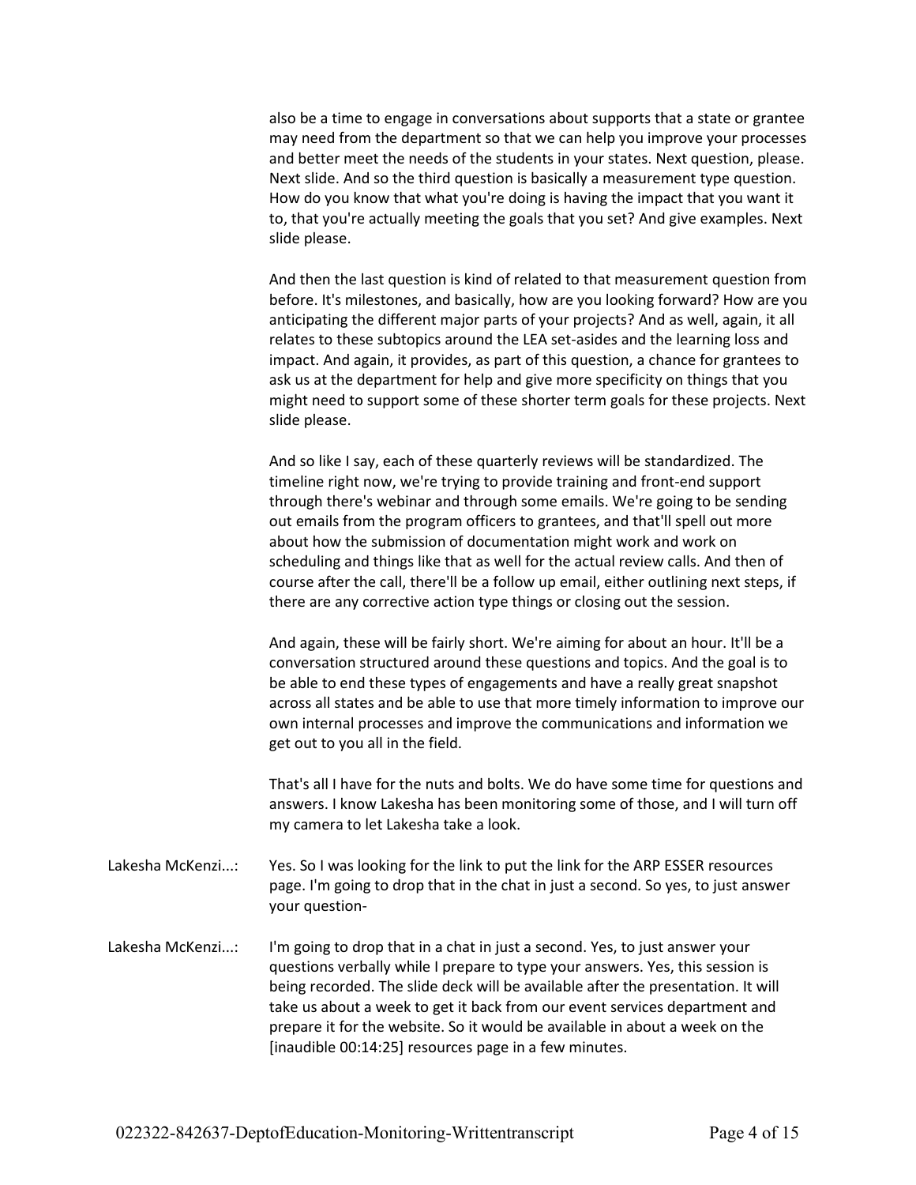also be a time to engage in conversations about supports that a state or grantee may need from the department so that we can help you improve your processes and better meet the needs of the students in your states. Next question, please. Next slide. And so the third question is basically a measurement type question. How do you know that what you're doing is having the impact that you want it to, that you're actually meeting the goals that you set? And give examples. Next slide please.

And then the last question is kind of related to that measurement question from before. It's milestones, and basically, how are you looking forward? How are you anticipating the different major parts of your projects? And as well, again, it all relates to these subtopics around the LEA set-asides and the learning loss and impact. And again, it provides, as part of this question, a chance for grantees to ask us at the department for help and give more specificity on things that you might need to support some of these shorter term goals for these projects. Next slide please.

And so like I say, each of these quarterly reviews will be standardized. The timeline right now, we're trying to provide training and front-end support through there's webinar and through some emails. We're going to be sending out emails from the program officers to grantees, and that'll spell out more about how the submission of documentation might work and work on scheduling and things like that as well for the actual review calls. And then of course after the call, there'll be a follow up email, either outlining next steps, if there are any corrective action type things or closing out the session.

And again, these will be fairly short. We're aiming for about an hour. It'll be a conversation structured around these questions and topics. And the goal is to be able to end these types of engagements and have a really great snapshot across all states and be able to use that more timely information to improve our own internal processes and improve the communications and information we get out to you all in the field.

That's all I have for the nuts and bolts. We do have some time for questions and answers. I know Lakesha has been monitoring some of those, and I will turn off my camera to let Lakesha take a look.

Lakesha McKenzi...: Yes. So I was looking for the link to put the link for the ARP ESSER resources page. I'm going to drop that in the chat in just a second. So yes, to just answer your question-

Lakesha McKenzi...: I'm going to drop that in a chat in just a second. Yes, to just answer your questions verbally while I prepare to type your answers. Yes, this session is being recorded. The slide deck will be available after the presentation. It will take us about a week to get it back from our event services department and prepare it for the website. So it would be available in about a week on the [inaudible 00:14:25] resources page in a few minutes.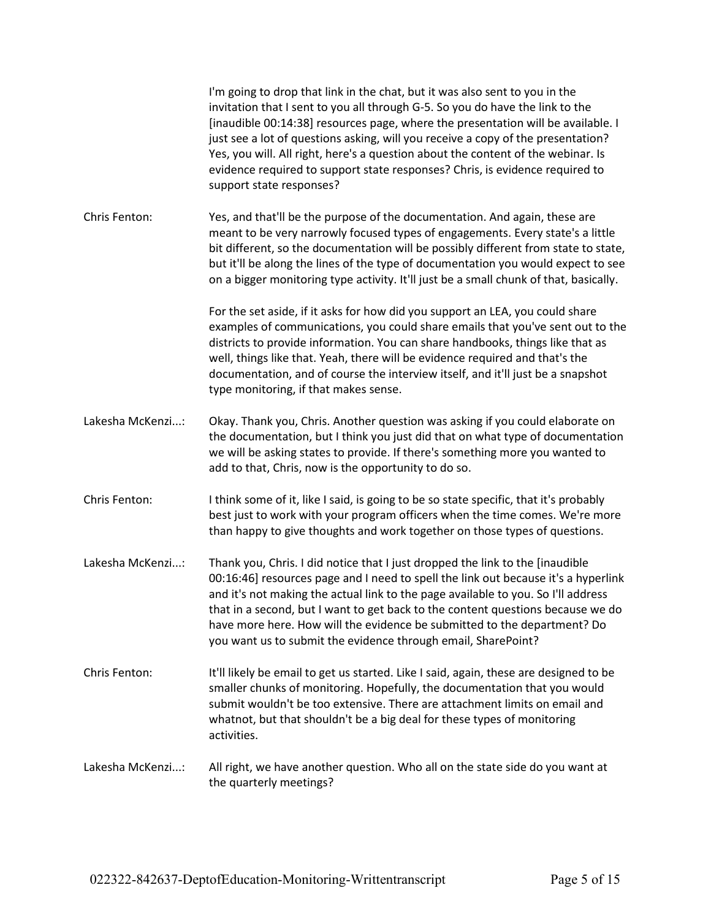I'm going to drop that link in the chat, but it was also sent to you in the invitation that I sent to you all through G-5. So you do have the link to the [inaudible 00:14:38] resources page, where the presentation will be available. I just see a lot of questions asking, will you receive a copy of the presentation? Yes, you will. All right, here's a question about the content of the webinar. Is evidence required to support state responses? Chris, is evidence required to support state responses?

Chris Fenton: Yes, and that'll be the purpose of the documentation. And again, these are meant to be very narrowly focused types of engagements. Every state's a little bit different, so the documentation will be possibly different from state to state, but it'll be along the lines of the type of documentation you would expect to see on a bigger monitoring type activity. It'll just be a small chunk of that, basically.

For the set aside, if it asks for how did you support an LEA, you could share examples of communications, you could share emails that you've sent out to the districts to provide information. You can share handbooks, things like that as well, things like that. Yeah, there will be evidence required and that's the documentation, and of course the interview itself, and it'll just be a snapshot type monitoring, if that makes sense.

Lakesha McKenzi...: Okay. Thank you, Chris. Another question was asking if you could elaborate on the documentation, but I think you just did that on what type of documentation we will be asking states to provide. If there's something more you wanted to add to that, Chris, now is the opportunity to do so.

Chris Fenton: I think some of it, like I said, is going to be so state specific, that it's probably best just to work with your program officers when the time comes. We're more than happy to give thoughts and work together on those types of questions.

Lakesha McKenzi...: Thank you, Chris. I did notice that I just dropped the link to the [inaudible 00:16:46] resources page and I need to spell the link out because it's a hyperlink and it's not making the actual link to the page available to you. So I'll address that in a second, but I want to get back to the content questions because we do have more here. How will the evidence be submitted to the department? Do you want us to submit the evidence through email, SharePoint?

Chris Fenton: It'll likely be email to get us started. Like I said, again, these are designed to be smaller chunks of monitoring. Hopefully, the documentation that you would submit wouldn't be too extensive. There are attachment limits on email and whatnot, but that shouldn't be a big deal for these types of monitoring activities.

Lakesha McKenzi...: All right, we have another question. Who all on the state side do you want at the quarterly meetings?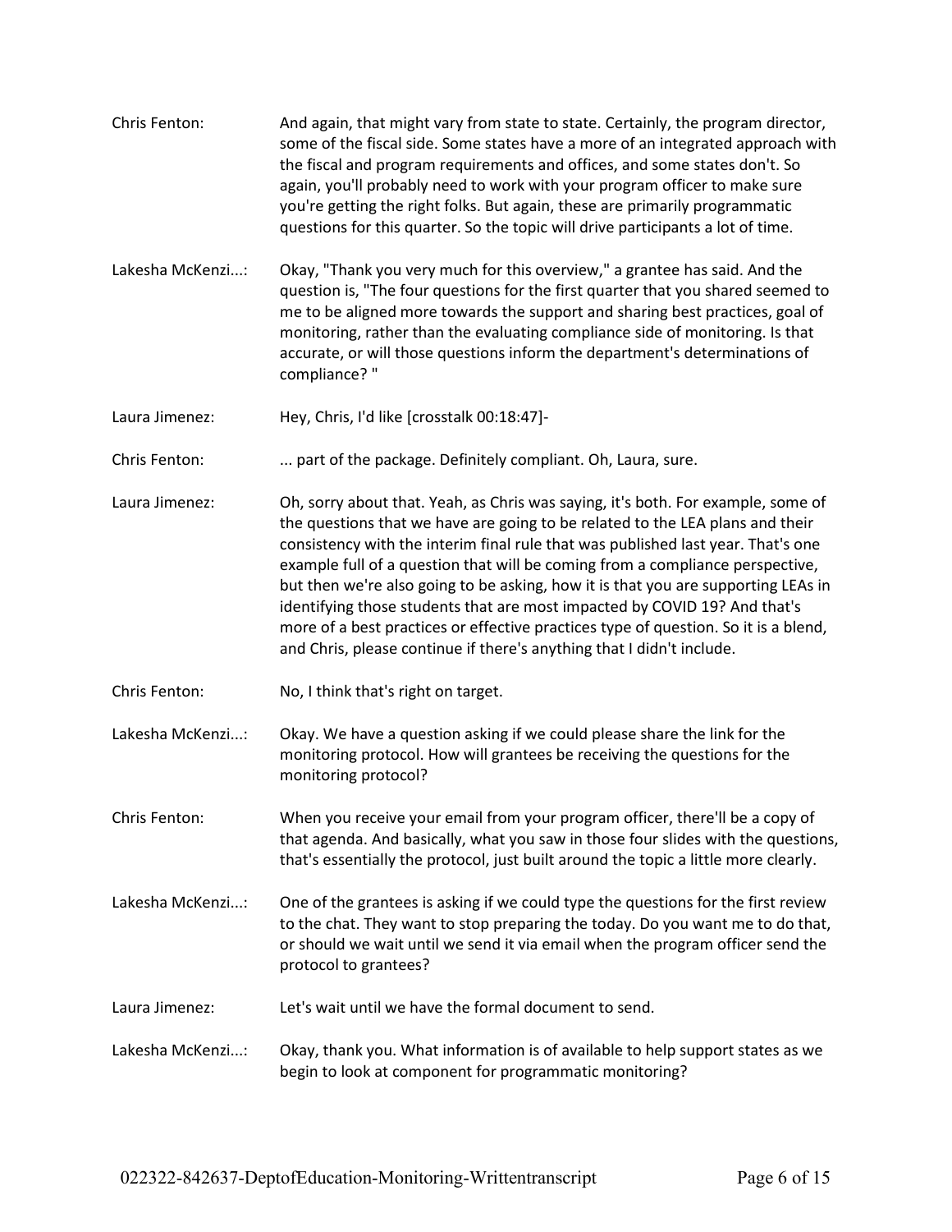Chris Fenton: And again, that might vary from state to state. Certainly, the program director, some of the fiscal side. Some states have a more of an integrated approach with the fiscal and program requirements and offices, and some states don't. So again, you'll probably need to work with your program officer to make sure you're getting the right folks. But again, these are primarily programmatic questions for this quarter. So the topic will drive participants a lot of time.

Lakesha McKenzi...: Okay, "Thank you very much for this overview," a grantee has said. And the question is, "The four questions for the first quarter that you shared seemed to me to be aligned more towards the support and sharing best practices, goal of monitoring, rather than the evaluating compliance side of monitoring. Is that accurate, or will those questions inform the department's determinations of compliance? "

Laura Jimenez: Hey, Chris, I'd like [crosstalk 00:18:47]-

Chris Fenton: ... part of the package. Definitely compliant. Oh, Laura, sure.

Laura Jimenez: Oh, sorry about that. Yeah, as Chris was saying, it's both. For example, some of the questions that we have are going to be related to the LEA plans and their consistency with the interim final rule that was published last year. That's one example full of a question that will be coming from a compliance perspective, but then we're also going to be asking, how it is that you are supporting LEAs in identifying those students that are most impacted by COVID 19? And that's more of a best practices or effective practices type of question. So it is a blend, and Chris, please continue if there's anything that I didn't include.

Chris Fenton: No, I think that's right on target.

Lakesha McKenzi...: Okay. We have a question asking if we could please share the link for the monitoring protocol. How will grantees be receiving the questions for the monitoring protocol?

Chris Fenton: When you receive your email from your program officer, there'll be a copy of that agenda. And basically, what you saw in those four slides with the questions, that's essentially the protocol, just built around the topic a little more clearly.

Lakesha McKenzi...: One of the grantees is asking if we could type the questions for the first review to the chat. They want to stop preparing the today. Do you want me to do that, or should we wait until we send it via email when the program officer send the protocol to grantees?

Laura Jimenez: Let's wait until we have the formal document to send.

Lakesha McKenzi...: Okay, thank you. What information is of available to help support states as we begin to look at component for programmatic monitoring?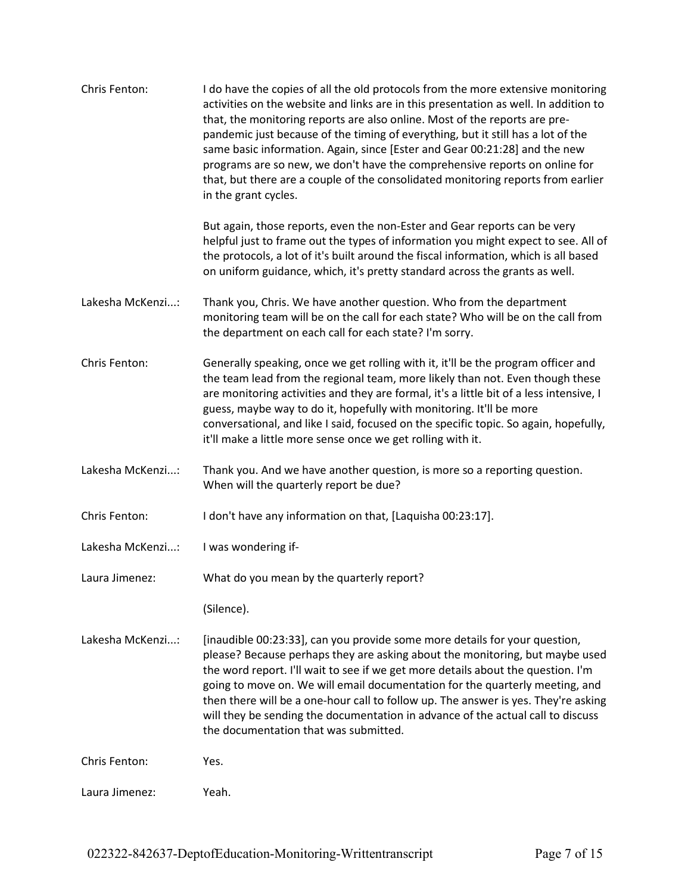Chris Fenton: I do have the copies of all the old protocols from the more extensive monitoring activities on the website and links are in this presentation as well. In addition to that, the monitoring reports are also online. Most of the reports are pre-pandemic just because of the timing of everything, but it still has a lot of the same basic information. Again, since [Ester and Gear 00:21:28] and the new programs are so new, we don't have the comprehensive reports on online for that, but there are a couple of the consolidated monitoring reports from earlier in the grant cycles.

But again, those reports, even the non-Ester and Gear reports can be very helpful just to frame out the types of information you might expect to see. All of the protocols, a lot of it's built around the fiscal information, which is all based on uniform guidance, which, it's pretty standard across the grants as well.

Lakesha McKenzi...: Thank you, Chris. We have another question. Who from the department monitoring team will be on the call for each state? Who will be on the call from the department on each call for each state? I'm sorry.

Chris Fenton: Generally speaking, once we get rolling with it, it'll be the program officer and the team lead from the regional team, more likely than not. Even though these are monitoring activities and they are formal, it's a little bit of a less intensive, I guess, maybe way to do it, hopefully with monitoring. It'll be more conversational, and like I said, focused on the specific topic. So again, hopefully, it'll make a little more sense once we get rolling with it.

Lakesha McKenzi...: Thank you. And we have another question, is more so a reporting question. When will the quarterly report be due?

Chris Fenton: I don't have any information on that, [Laquisha 00:23:17].

Lakesha McKenzi...: I was wondering if-

Laura Jimenez: What do you mean by the quarterly report?

(Silence).

Lakesha McKenzi...: [inaudible 00:23:33], can you provide some more details for your question, please? Because perhaps they are asking about the monitoring, but maybe used the word report. I'll wait to see if we get more details about the question. I'm going to move on. We will email documentation for the quarterly meeting, and then there will be a one-hour call to follow up. The answer is yes. They're asking will they be sending the documentation in advance of the actual call to discuss the documentation that was submitted.

Chris Fenton: Yes.

Laura Jimenez: Yeah.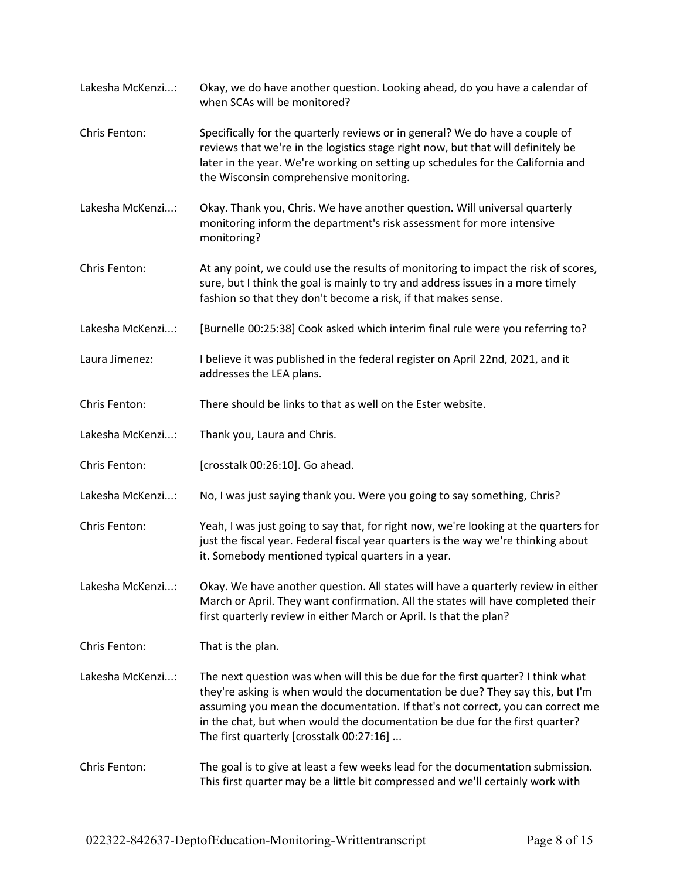Lakesha McKenzi...: Okay, we do have another question. Looking ahead, do you have a calendar of when SCAs will be monitored?

Chris Fenton: Specifically for the quarterly reviews or in general? We do have a couple of reviews that we're in the logistics stage right now, but that will definitely be later in the year. We're working on setting up schedules for the California and the Wisconsin comprehensive monitoring.

Lakesha McKenzi...: Okay. Thank you, Chris. We have another question. Will universal quarterly monitoring inform the department's risk assessment for more intensive monitoring?

Chris Fenton: At any point, we could use the results of monitoring to impact the risk of scores, sure, but I think the goal is mainly to try and address issues in a more timely fashion so that they don't become a risk, if that makes sense.

Lakesha McKenzi...: [Burnelle 00:25:38] Cook asked which interim final rule were you referring to?

Laura Jimenez: I believe it was published in the federal register on April 22nd, 2021, and it addresses the LEA plans.

Chris Fenton: There should be links to that as well on the Ester website.

Lakesha McKenzi...: Thank you, Laura and Chris.

Chris Fenton: [crosstalk 00:26:10]. Go ahead.

Lakesha McKenzi...: No, I was just saying thank you. Were you going to say something, Chris?

Chris Fenton: Yeah, I was just going to say that, for right now, we're looking at the quarters for just the fiscal year. Federal fiscal year quarters is the way we're thinking about it. Somebody mentioned typical quarters in a year.

Lakesha McKenzi...: Okay. We have another question. All states will have a quarterly review in either March or April. They want confirmation. All the states will have completed their first quarterly review in either March or April. Is that the plan?

Chris Fenton: That is the plan.

Lakesha McKenzi...: The next question was when will this be due for the first quarter? I think what they're asking is when would the documentation be due? They say this, but I'm assuming you mean the documentation. If that's not correct, you can correct me in the chat, but when would the documentation be due for the first quarter? The first quarterly [crosstalk 00:27:16] ...

Chris Fenton: The goal is to give at least a few weeks lead for the documentation submission. This first quarter may be a little bit compressed and we'll certainly work with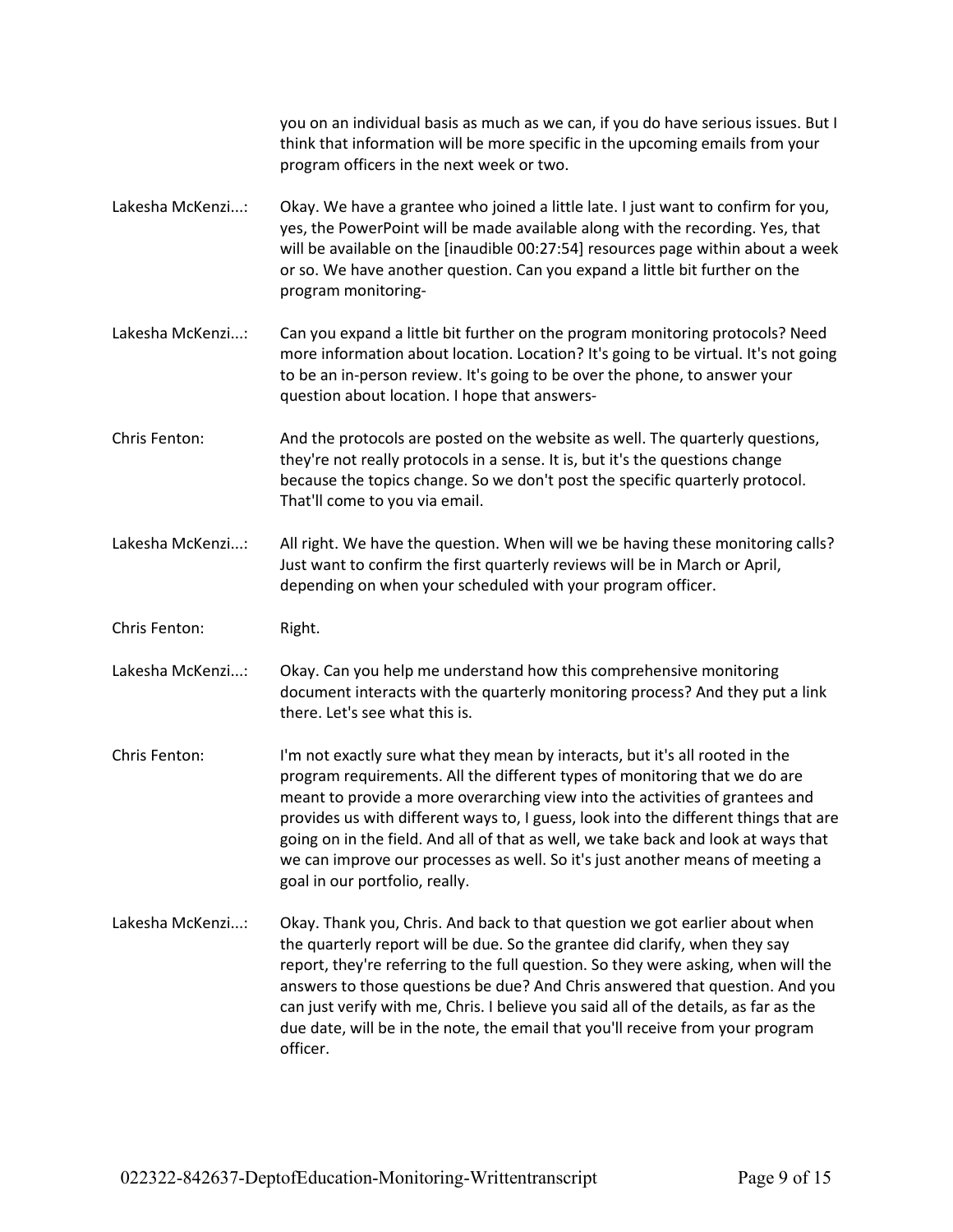you on an individual basis as much as we can, if you do have serious issues. But I think that information will be more specific in the upcoming emails from your program officers in the next week or two.

Lakesha McKenzi...: Okay. We have a grantee who joined a little late. I just want to confirm for you, yes, the PowerPoint will be made available along with the recording. Yes, that will be available on the [inaudible 00:27:54] resources page within about a week or so. We have another question. Can you expand a little bit further on the program monitoring-

Lakesha McKenzi...: Can you expand a little bit further on the program monitoring protocols? Need more information about location. Location? It's going to be virtual. It's not going to be an in-person review. It's going to be over the phone, to answer your question about location. I hope that answers-

Chris Fenton: And the protocols are posted on the website as well. The quarterly questions, they're not really protocols in a sense. It is, but it's the questions change because the topics change. So we don't post the specific quarterly protocol. That'll come to you via email.

Lakesha McKenzi...: All right. We have the question. When will we be having these monitoring calls? Just want to confirm the first quarterly reviews will be in March or April, depending on when your scheduled with your program officer.

Chris Fenton: Right.

Lakesha McKenzi...: Okay. Can you help me understand how this comprehensive monitoring document interacts with the quarterly monitoring process? And they put a link there. Let's see what this is.

Chris Fenton: I'm not exactly sure what they mean by interacts, but it's all rooted in the program requirements. All the different types of monitoring that we do are meant to provide a more overarching view into the activities of grantees and provides us with different ways to, I guess, look into the different things that are going on in the field. And all of that as well, we take back and look at ways that we can improve our processes as well. So it's just another means of meeting a goal in our portfolio, really.

Lakesha McKenzi...: Okay. Thank you, Chris. And back to that question we got earlier about when the quarterly report will be due. So the grantee did clarify, when they say report, they're referring to the full question. So they were asking, when will the answers to those questions be due? And Chris answered that question. And you can just verify with me, Chris. I believe you said all of the details, as far as the due date, will be in the note, the email that you'll receive from your program officer.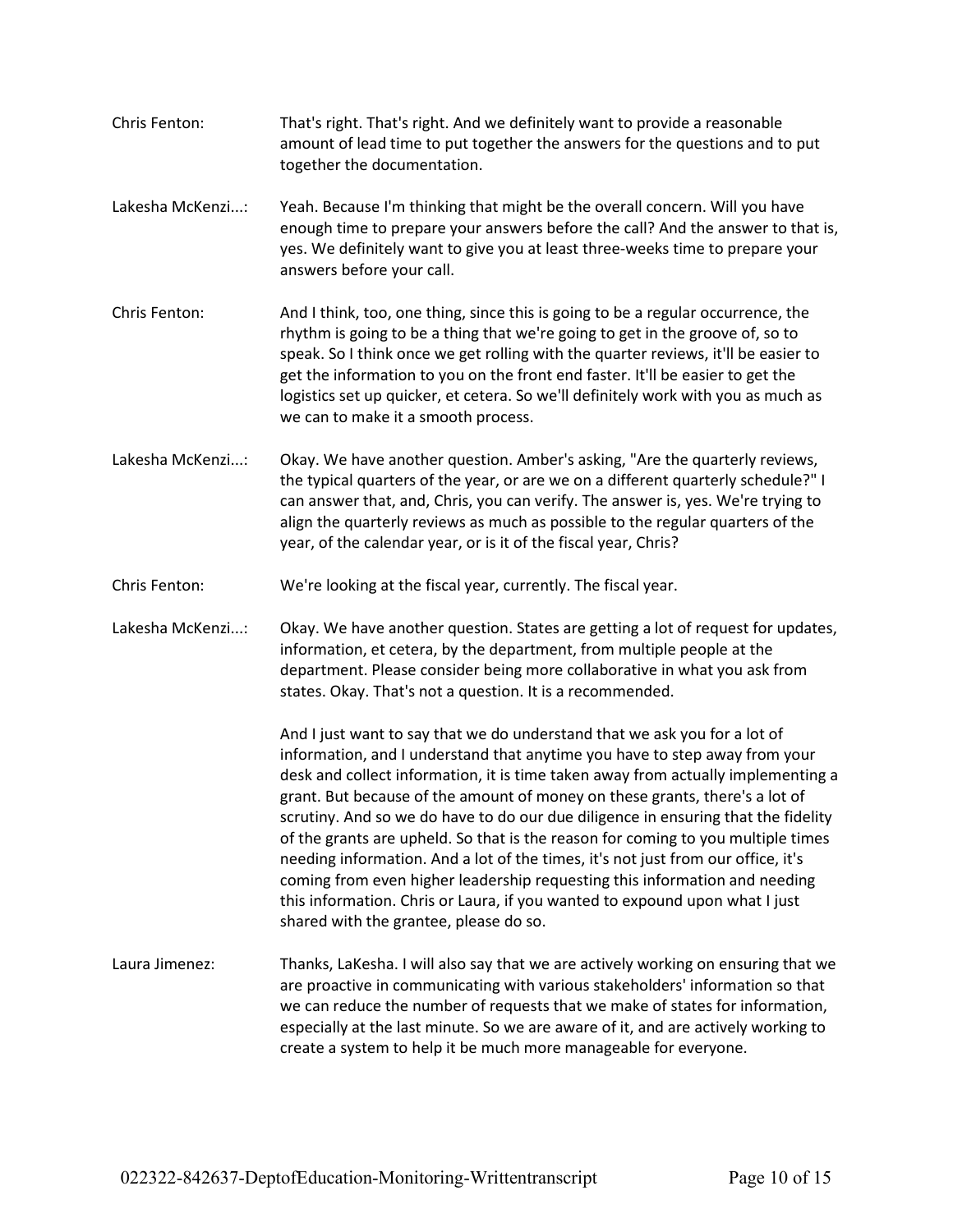Chris Fenton: That's right. That's right. And we definitely want to provide a reasonable amount of lead time to put together the answers for the questions and to put together the documentation.

Lakesha McKenzi...: Yeah. Because I'm thinking that might be the overall concern. Will you have enough time to prepare your answers before the call? And the answer to that is, yes. We definitely want to give you at least three-weeks time to prepare your answers before your call.

Chris Fenton: And I think, too, one thing, since this is going to be a regular occurrence, the rhythm is going to be a thing that we're going to get in the groove of, so to speak. So I think once we get rolling with the quarter reviews, it'll be easier to get the information to you on the front end faster. It'll be easier to get the logistics set up quicker, et cetera. So we'll definitely work with you as much as we can to make it a smooth process.

Lakesha McKenzi...: Okay. We have another question. Amber's asking, "Are the quarterly reviews, the typical quarters of the year, or are we on a different quarterly schedule?" I can answer that, and, Chris, you can verify. The answer is, yes. We're trying to align the quarterly reviews as much as possible to the regular quarters of the year, of the calendar year, or is it of the fiscal year, Chris?

Chris Fenton: We're looking at the fiscal year, currently. The fiscal year.

Lakesha McKenzi...: Okay. We have another question. States are getting a lot of request for updates, information, et cetera, by the department, from multiple people at the department. Please consider being more collaborative in what you ask from states. Okay. That's not a question. It is a recommended.

And I just want to say that we do understand that we ask you for a lot of information, and I understand that anytime you have to step away from your desk and collect information, it is time taken away from actually implementing a grant. But because of the amount of money on these grants, there's a lot of scrutiny. And so we do have to do our due diligence in ensuring that the fidelity of the grants are upheld. So that is the reason for coming to you multiple times needing information. And a lot of the times, it's not just from our office, it's coming from even higher leadership requesting this information and needing this information. Chris or Laura, if you wanted to expound upon what I just shared with the grantee, please do so.

Laura Jimenez: Thanks, LaKesha. I will also say that we are actively working on ensuring that we are proactive in communicating with various stakeholders' information so that we can reduce the number of requests that we make of states for information, especially at the last minute. So we are aware of it, and are actively working to create a system to help it be much more manageable for everyone.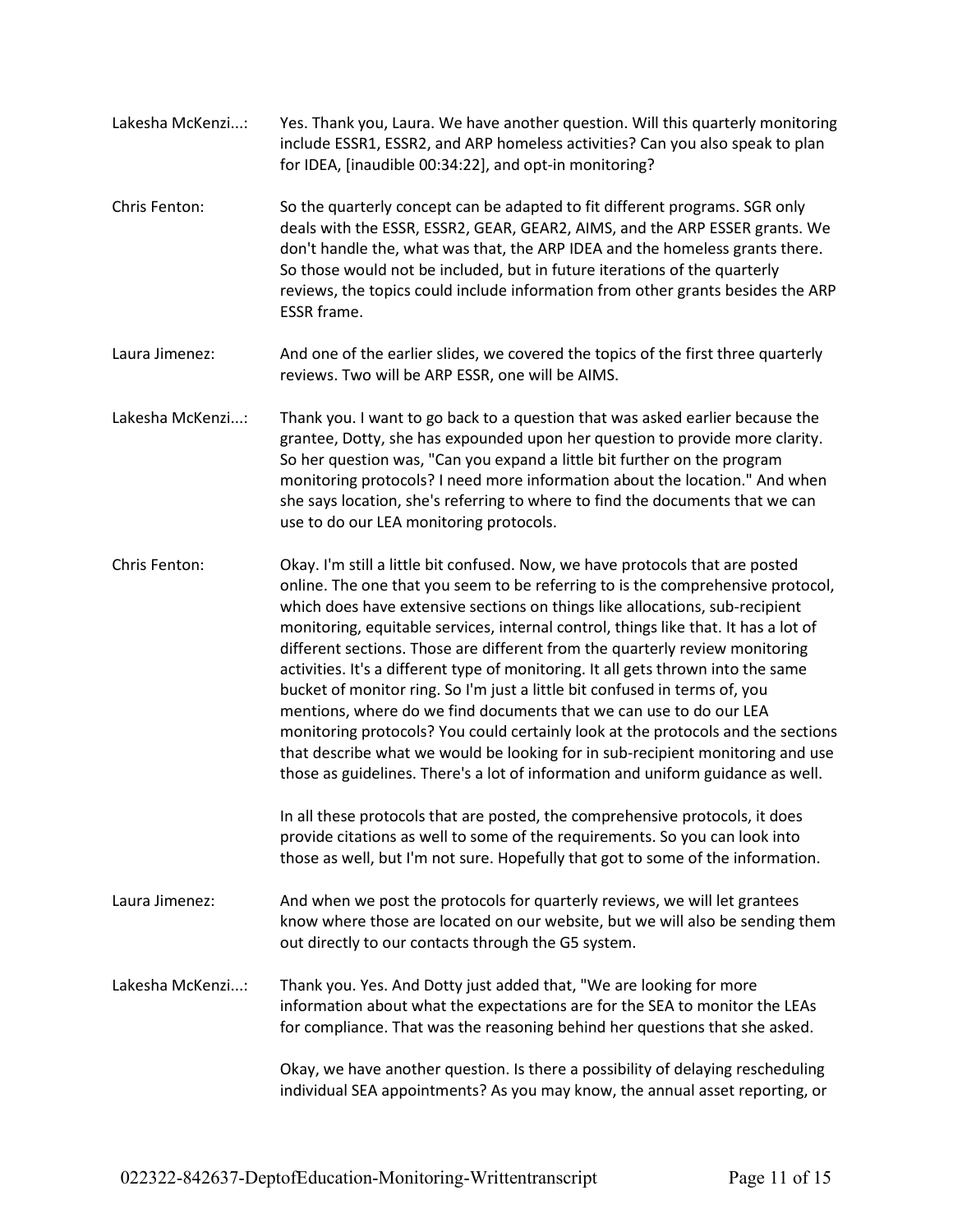**Lakesha McKenzi...:** Yes. Thank you, Laura. We have another question. Will this quarterly monitoring include ESSR1, ESSR2, and ARP homeless activities? Can you also speak to plan for IDEA, [inaudible 00:34:22], and opt-in monitoring?

**Chris Fenton:** So the quarterly concept can be adapted to fit different programs. SGR only deals with the ESSR, ESSR2, GEAR, GEAR2, AIMS, and the ARP ESSER grants. We don't handle the, what was that, the ARP IDEA and the homeless grants there. So those would not be included, but in future iterations of the quarterly reviews, the topics could include information from other grants besides the ARP ESSR frame.

**Laura Jimenez:** And one of the earlier slides, we covered the topics of the first three quarterly reviews. Two will be ARP ESSR, one will be AIMS.

**Lakesha McKenzi...:** Thank you. I want to go back to a question that was asked earlier because the grantee, Dotty, she has expounded upon her question to provide more clarity. So her question was, "Can you expand a little bit further on the program monitoring protocols? I need more information about the location." And when she says location, she's referring to where to find the documents that we can use to do our LEA monitoring protocols.

**Chris Fenton:** Okay. I'm still a little bit confused. Now, we have protocols that are posted online. The one that you seem to be referring to is the comprehensive protocol, which does have extensive sections on things like allocations, sub-recipient monitoring, equitable services, internal control, things like that. It has a lot of different sections. Those are different from the quarterly review monitoring activities. It's a different type of monitoring. It all gets thrown into the same bucket of monitor ring. So I'm just a little bit confused in terms of, you mentions, where do we find documents that we can use to do our LEA monitoring protocols? You could certainly look at the protocols and the sections that describe what we would be looking for in sub-recipient monitoring and use those as guidelines. There's a lot of information and uniform guidance as well.

In all these protocols that are posted, the comprehensive protocols, it does provide citations as well to some of the requirements. So you can look into those as well, but I'm not sure. Hopefully that got to some of the information.

**Laura Jimenez:** And when we post the protocols for quarterly reviews, we will let grantees know where those are located on our website, but we will also be sending them out directly to our contacts through the G5 system.

**Lakesha McKenzi...:** Thank you. Yes. And Dotty just added that, "We are looking for more information about what the expectations are for the SEA to monitor the LEAs for compliance. That was the reasoning behind her questions that she asked.

Okay, we have another question. Is there a possibility of delaying rescheduling individual SEA appointments? As you may know, the annual asset reporting, or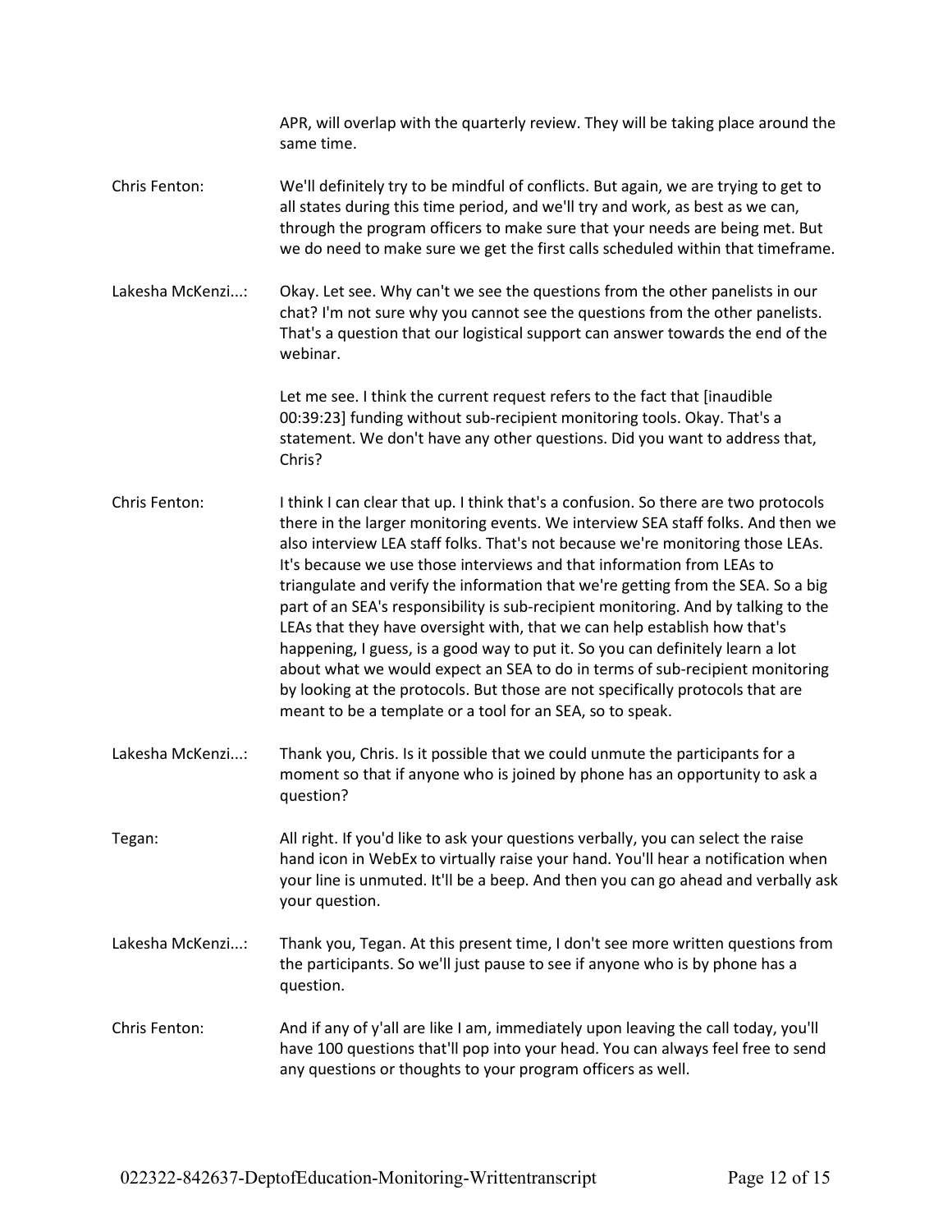APR, will overlap with the quarterly review. They will be taking place around the same time.

Chris Fenton: We'll definitely try to be mindful of conflicts. But again, we are trying to get to all states during this time period, and we'll try and work, as best as we can, through the program officers to make sure that your needs are being met. But we do need to make sure we get the first calls scheduled within that timeframe.

Lakesha McKenzi...: Okay. Let see. Why can't we see the questions from the other panelists in our chat? I'm not sure why you cannot see the questions from the other panelists. That's a question that our logistical support can answer towards the end of the webinar.

Let me see. I think the current request refers to the fact that [inaudible 00:39:23] funding without sub-recipient monitoring tools. Okay. That's a statement. We don't have any other questions. Did you want to address that, Chris?

Chris Fenton: I think I can clear that up. I think that's a confusion. So there are two protocols there in the larger monitoring events. We interview SEA staff folks. And then we also interview LEA staff folks. That's not because we're monitoring those LEAs. It's because we use those interviews and that information from LEAs to triangulate and verify the information that we're getting from the SEA. So a big part of an SEA's responsibility is sub-recipient monitoring. And by talking to the LEAs that they have oversight with, that we can help establish how that's happening, I guess, is a good way to put it. So you can definitely learn a lot about what we would expect an SEA to do in terms of sub-recipient monitoring by looking at the protocols. But those are not specifically protocols that are meant to be a template or a tool for an SEA, so to speak.

Lakesha McKenzi...: Thank you, Chris. Is it possible that we could unmute the participants for a moment so that if anyone who is joined by phone has an opportunity to ask a question?

Tegan: All right. If you'd like to ask your questions verbally, you can select the raise hand icon in WebEx to virtually raise your hand. You'll hear a notification when your line is unmuted. It'll be a beep. And then you can go ahead and verbally ask your question.

Lakesha McKenzi...: Thank you, Tegan. At this present time, I don't see more written questions from the participants. So we'll just pause to see if anyone who is by phone has a question.

Chris Fenton: And if any of y'all are like I am, immediately upon leaving the call today, you'll have 100 questions that'll pop into your head. You can always feel free to send any questions or thoughts to your program officers as well.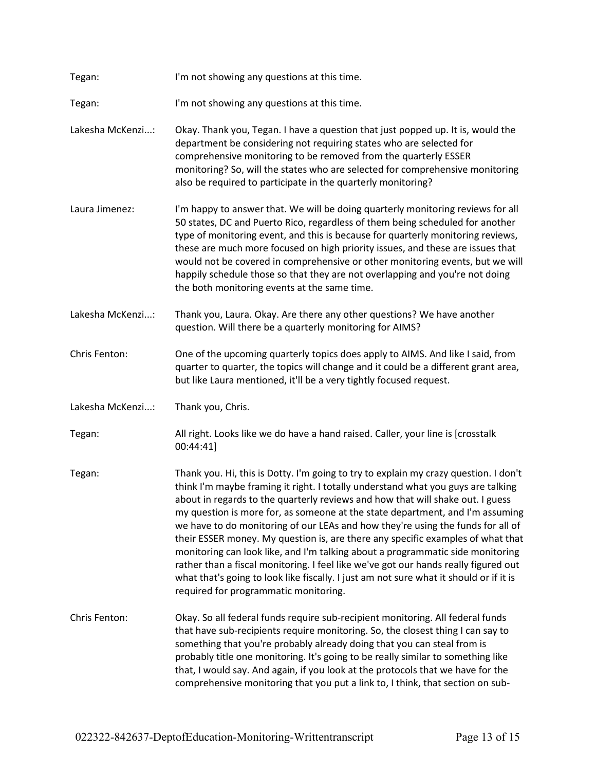Tegan: I'm not showing any questions at this time.

Tegan: I'm not showing any questions at this time.

Lakesha McKenzi...: Okay. Thank you, Tegan. I have a question that just popped up. It is, would the department be considering not requiring states who are selected for comprehensive monitoring to be removed from the quarterly ESSER monitoring? So, will the states who are selected for comprehensive monitoring also be required to participate in the quarterly monitoring?

Laura Jimenez: I'm happy to answer that. We will be doing quarterly monitoring reviews for all 50 states, DC and Puerto Rico, regardless of them being scheduled for another type of monitoring event, and this is because for quarterly monitoring reviews, these are much more focused on high priority issues, and these are issues that would not be covered in comprehensive or other monitoring events, but we will happily schedule those so that they are not overlapping and you're not doing the both monitoring events at the same time.

Lakesha McKenzi...: Thank you, Laura. Okay. Are there any other questions? We have another question. Will there be a quarterly monitoring for AIMS?

Chris Fenton: One of the upcoming quarterly topics does apply to AIMS. And like I said, from quarter to quarter, the topics will change and it could be a different grant area, but like Laura mentioned, it'll be a very tightly focused request.

Lakesha McKenzi...: Thank you, Chris.

Tegan: All right. Looks like we do have a hand raised. Caller, your line is [crosstalk 00:44:41]

Tegan: Thank you. Hi, this is Dotty. I'm going to try to explain my crazy question. I don't think I'm maybe framing it right. I totally understand what you guys are talking about in regards to the quarterly reviews and how that will shake out. I guess my question is more for, as someone at the state department, and I'm assuming we have to do monitoring of our LEAs and how they're using the funds for all of their ESSER money. My question is, are there any specific examples of what that monitoring can look like, and I'm talking about a programmatic side monitoring rather than a fiscal monitoring. I feel like we've got our hands really figured out what that's going to look like fiscally. I just am not sure what it should or if it is required for programmatic monitoring.

Chris Fenton: Okay. So all federal funds require sub-recipient monitoring. All federal funds that have sub-recipients require monitoring. So, the closest thing I can say to something that you're probably already doing that you can steal from is probably title one monitoring. It's going to be really similar to something like that, I would say. And again, if you look at the protocols that we have for the comprehensive monitoring that you put a link to, I think, that section on sub-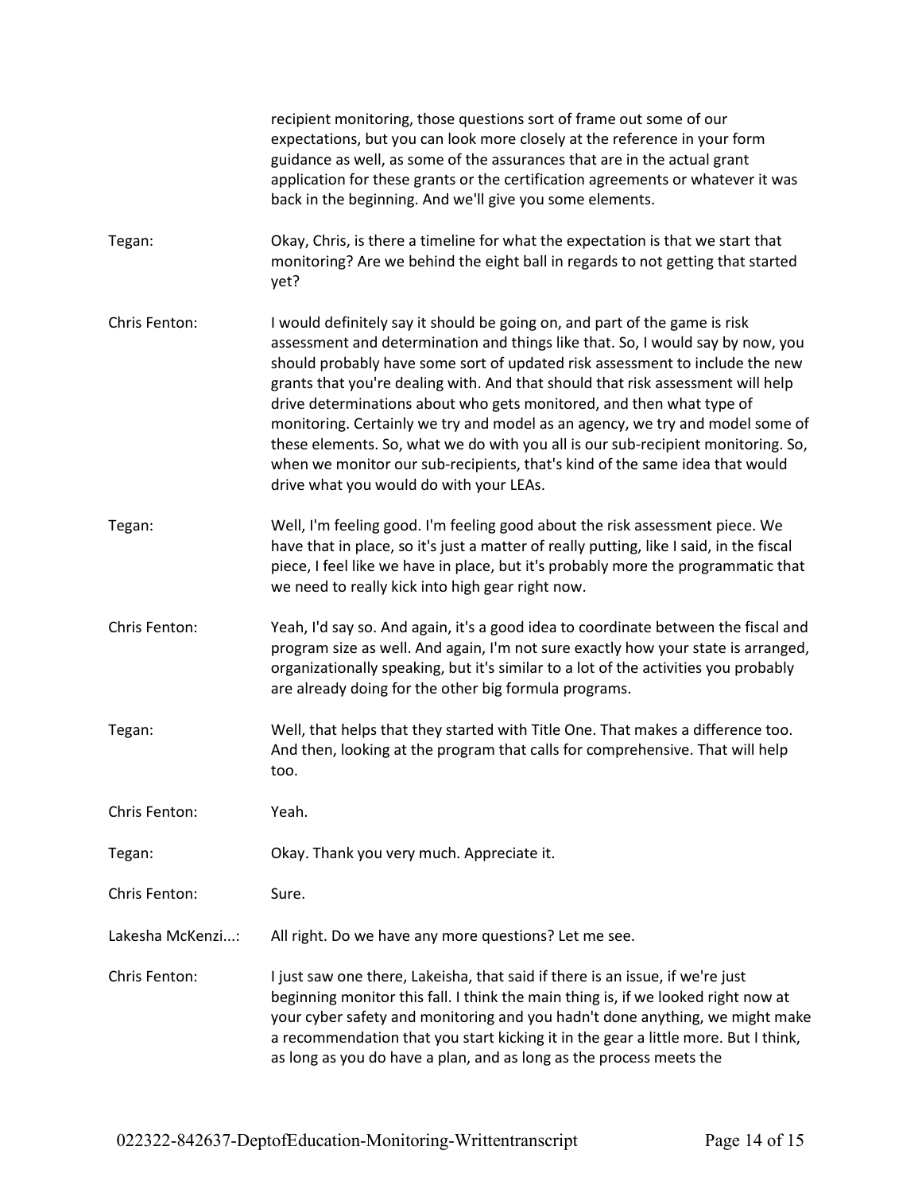recipient monitoring, those questions sort of frame out some of our expectations, but you can look more closely at the reference in your form guidance as well, as some of the assurances that are in the actual grant application for these grants or the certification agreements or whatever it was back in the beginning. And we'll give you some elements.

**Tegan:** Okay, Chris, is there a timeline for what the expectation is that we start that monitoring? Are we behind the eight ball in regards to not getting that started yet?

**Chris Fenton:** I would definitely say it should be going on, and part of the game is risk assessment and determination and things like that. So, I would say by now, you should probably have some sort of updated risk assessment to include the new grants that you're dealing with. And that should that risk assessment will help drive determinations about who gets monitored, and then what type of monitoring. Certainly we try and model as an agency, we try and model some of these elements. So, what we do with you all is our sub-recipient monitoring. So, when we monitor our sub-recipients, that's kind of the same idea that would drive what you would do with your LEAs.

**Tegan:** Well, I'm feeling good. I'm feeling good about the risk assessment piece. We have that in place, so it's just a matter of really putting, like I said, in the fiscal piece, I feel like we have in place, but it's probably more the programmatic that we need to really kick into high gear right now.

**Chris Fenton:** Yeah, I'd say so. And again, it's a good idea to coordinate between the fiscal and program size as well. And again, I'm not sure exactly how your state is arranged, organizationally speaking, but it's similar to a lot of the activities you probably are already doing for the other big formula programs.

**Tegan:** Well, that helps that they started with Title One. That makes a difference too. And then, looking at the program that calls for comprehensive. That will help too.

**Chris Fenton:** Yeah.

**Tegan:** Okay. Thank you very much. Appreciate it.

**Chris Fenton:** Sure.

**Lakesha McKenzi...:** All right. Do we have any more questions? Let me see.

**Chris Fenton:** I just saw one there, Lakeisha, that said if there is an issue, if we're just beginning monitor this fall. I think the main thing is, if we looked right now at your cyber safety and monitoring and you hadn't done anything, we might make a recommendation that you start kicking it in the gear a little more. But I think, as long as you do have a plan, and as long as the process meets the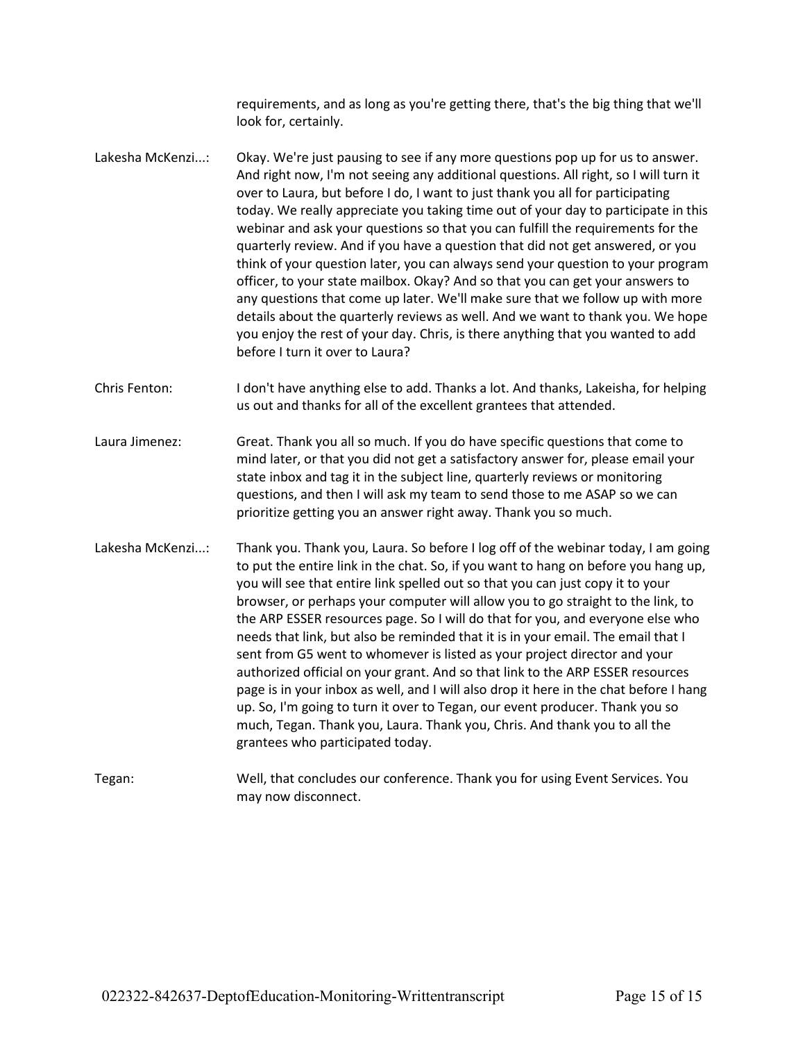requirements, and as long as you're getting there, that's the big thing that we'll look for, certainly.

Lakesha McKenzi...: Okay. We're just pausing to see if any more questions pop up for us to answer. And right now, I'm not seeing any additional questions. All right, so I will turn it over to Laura, but before I do, I want to just thank you all for participating today. We really appreciate you taking time out of your day to participate in this webinar and ask your questions so that you can fulfill the requirements for the quarterly review. And if you have a question that did not get answered, or you think of your question later, you can always send your question to your program officer, to your state mailbox. Okay? And so that you can get your answers to any questions that come up later. We'll make sure that we follow up with more details about the quarterly reviews as well. And we want to thank you. We hope you enjoy the rest of your day. Chris, is there anything that you wanted to add before I turn it over to Laura?

Chris Fenton: I don't have anything else to add. Thanks a lot. And thanks, Lakeisha, for helping us out and thanks for all of the excellent grantees that attended.

Laura Jimenez: Great. Thank you all so much. If you do have specific questions that come to mind later, or that you did not get a satisfactory answer for, please email your state inbox and tag it in the subject line, quarterly reviews or monitoring questions, and then I will ask my team to send those to me ASAP so we can prioritize getting you an answer right away. Thank you so much.

Lakesha McKenzi...: Thank you. Thank you, Laura. So before I log off of the webinar today, I am going to put the entire link in the chat. So, if you want to hang on before you hang up, you will see that entire link spelled out so that you can just copy it to your browser, or perhaps your computer will allow you to go straight to the link, to the ARP ESSER resources page. So I will do that for you, and everyone else who needs that link, but also be reminded that it is in your email. The email that I sent from G5 went to whomever is listed as your project director and your authorized official on your grant. And so that link to the ARP ESSER resources page is in your inbox as well, and I will also drop it here in the chat before I hang up. So, I'm going to turn it over to Tegan, our event producer. Thank you so much, Tegan. Thank you, Laura. Thank you, Chris. And thank you to all the grantees who participated today.

Tegan: Well, that concludes our conference. Thank you for using Event Services. You may now disconnect.